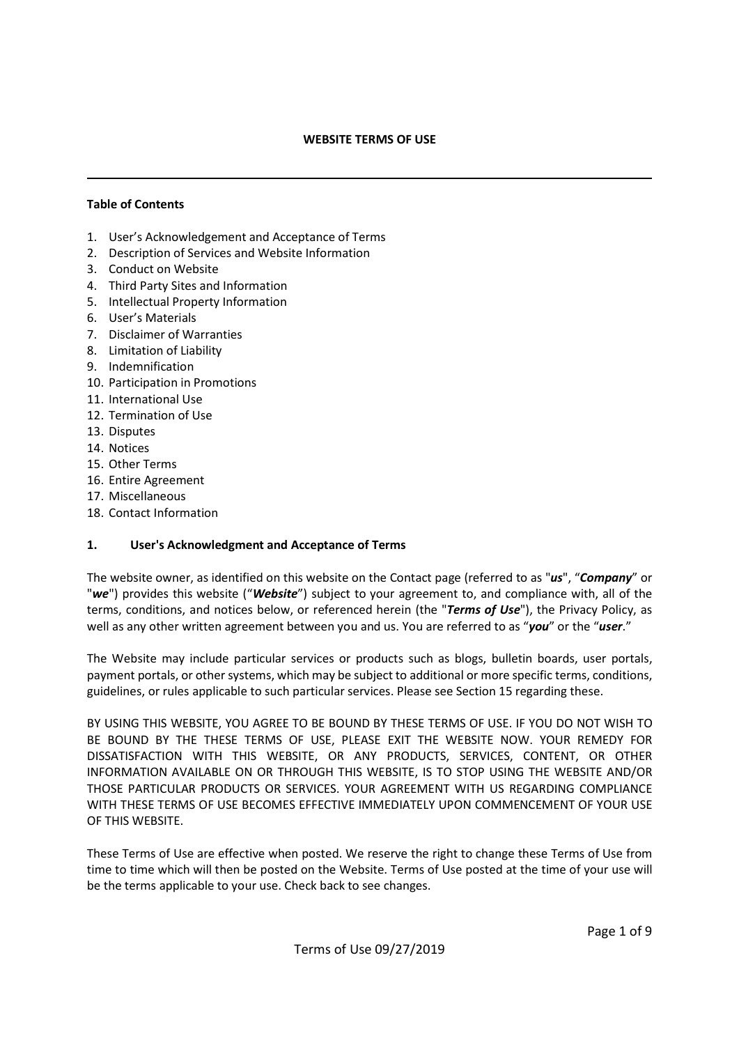# WEBSITE TERMS OF USE

---

**Table of Contents**

1. User's Acknowledgement and Acceptance of Terms
2. Description of Services and Website Information
3. Conduct on Website
4. Third Party Sites and Information
5. Intellectual Property Information
6. User's Materials
7. Disclaimer of Warranties
8. Limitation of Liability
9. Indemnification
10. Participation in Promotions
11. International Use
12. Termination of Use
13. Disputes
14. Notices
15. Other Terms
16. Entire Agreement
17. Miscellaneous
18. Contact Information

## 1. User's Acknowledgment and Acceptance of Terms

The website owner, as identified on this website on the Contact page (referred to as "***us***", "***Company***" or "***we***") provides this website ("***Website***") subject to your agreement to, and compliance with, all of the terms, conditions, and notices below, or referenced herein (the "***Terms of Use***"), the Privacy Policy, as well as any other written agreement between you and us. You are referred to as "***you***" or the "***user***."

The Website may include particular services or products such as blogs, bulletin boards, user portals, payment portals, or other systems, which may be subject to additional or more specific terms, conditions, guidelines, or rules applicable to such particular services. Please see Section 15 regarding these.

BY USING THIS WEBSITE, YOU AGREE TO BE BOUND BY THESE TERMS OF USE. IF YOU DO NOT WISH TO BE BOUND BY THE THESE TERMS OF USE, PLEASE EXIT THE WEBSITE NOW. YOUR REMEDY FOR DISSATISFACTION WITH THIS WEBSITE, OR ANY PRODUCTS, SERVICES, CONTENT, OR OTHER INFORMATION AVAILABLE ON OR THROUGH THIS WEBSITE, IS TO STOP USING THE WEBSITE AND/OR THOSE PARTICULAR PRODUCTS OR SERVICES. YOUR AGREEMENT WITH US REGARDING COMPLIANCE WITH THESE TERMS OF USE BECOMES EFFECTIVE IMMEDIATELY UPON COMMENCEMENT OF YOUR USE OF THIS WEBSITE.

These Terms of Use are effective when posted. We reserve the right to change these Terms of Use from time to time which will then be posted on the Website. Terms of Use posted at the time of your use will be the terms applicable to your use. Check back to see changes.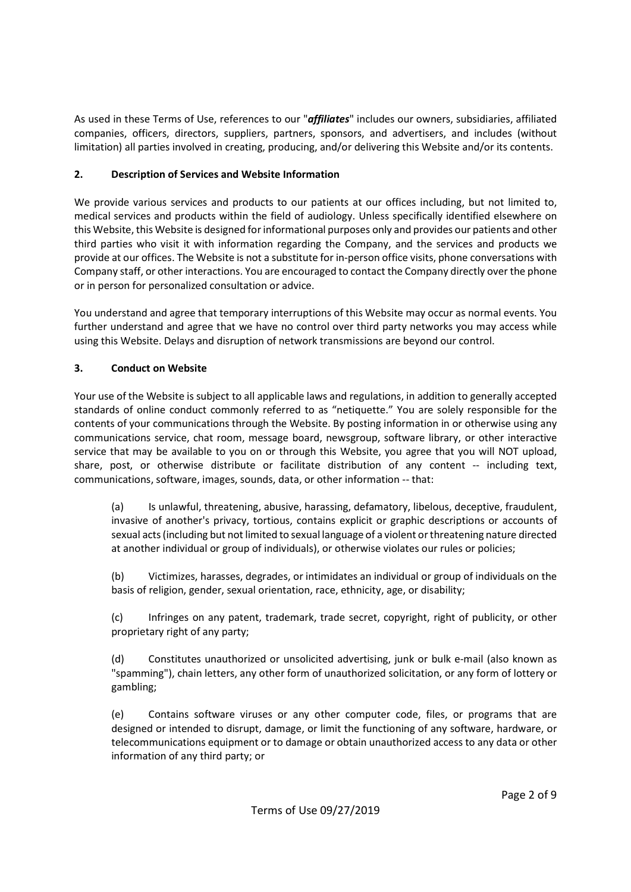As used in these Terms of Use, references to our "***affiliates***" includes our owners, subsidiaries, affiliated companies, officers, directors, suppliers, partners, sponsors, and advertisers, and includes (without limitation) all parties involved in creating, producing, and/or delivering this Website and/or its contents.

## 2. Description of Services and Website Information

We provide various services and products to our patients at our offices including, but not limited to, medical services and products within the field of audiology. Unless specifically identified elsewhere on this Website, this Website is designed for informational purposes only and provides our patients and other third parties who visit it with information regarding the Company, and the services and products we provide at our offices. The Website is not a substitute for in-person office visits, phone conversations with Company staff, or other interactions. You are encouraged to contact the Company directly over the phone or in person for personalized consultation or advice.

You understand and agree that temporary interruptions of this Website may occur as normal events. You further understand and agree that we have no control over third party networks you may access while using this Website. Delays and disruption of network transmissions are beyond our control.

## 3. Conduct on Website

Your use of the Website is subject to all applicable laws and regulations, in addition to generally accepted standards of online conduct commonly referred to as "netiquette." You are solely responsible for the contents of your communications through the Website. By posting information in or otherwise using any communications service, chat room, message board, newsgroup, software library, or other interactive service that may be available to you on or through this Website, you agree that you will NOT upload, share, post, or otherwise distribute or facilitate distribution of any content -- including text, communications, software, images, sounds, data, or other information -- that:

(a) Is unlawful, threatening, abusive, harassing, defamatory, libelous, deceptive, fraudulent, invasive of another's privacy, tortious, contains explicit or graphic descriptions or accounts of sexual acts (including but not limited to sexual language of a violent or threatening nature directed at another individual or group of individuals), or otherwise violates our rules or policies;

(b) Victimizes, harasses, degrades, or intimidates an individual or group of individuals on the basis of religion, gender, sexual orientation, race, ethnicity, age, or disability;

(c) Infringes on any patent, trademark, trade secret, copyright, right of publicity, or other proprietary right of any party;

(d) Constitutes unauthorized or unsolicited advertising, junk or bulk e-mail (also known as "spamming"), chain letters, any other form of unauthorized solicitation, or any form of lottery or gambling;

(e) Contains software viruses or any other computer code, files, or programs that are designed or intended to disrupt, damage, or limit the functioning of any software, hardware, or telecommunications equipment or to damage or obtain unauthorized access to any data or other information of any third party; or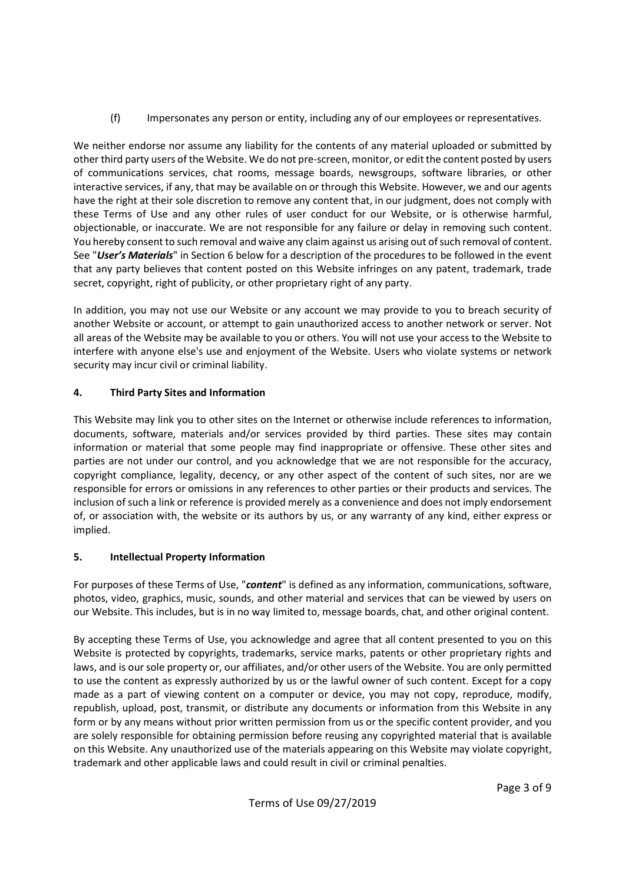(f) Impersonates any person or entity, including any of our employees or representatives.

We neither endorse nor assume any liability for the contents of any material uploaded or submitted by other third party users of the Website. We do not pre-screen, monitor, or edit the content posted by users of communications services, chat rooms, message boards, newsgroups, software libraries, or other interactive services, if any, that may be available on or through this Website. However, we and our agents have the right at their sole discretion to remove any content that, in our judgment, does not comply with these Terms of Use and any other rules of user conduct for our Website, or is otherwise harmful, objectionable, or inaccurate. We are not responsible for any failure or delay in removing such content. You hereby consent to such removal and waive any claim against us arising out of such removal of content. See "***User's Materials***" in Section 6 below for a description of the procedures to be followed in the event that any party believes that content posted on this Website infringes on any patent, trademark, trade secret, copyright, right of publicity, or other proprietary right of any party.

In addition, you may not use our Website or any account we may provide to you to breach security of another Website or account, or attempt to gain unauthorized access to another network or server. Not all areas of the Website may be available to you or others. You will not use your access to the Website to interfere with anyone else's use and enjoyment of the Website. Users who violate systems or network security may incur civil or criminal liability.

## 4. Third Party Sites and Information

This Website may link you to other sites on the Internet or otherwise include references to information, documents, software, materials and/or services provided by third parties. These sites may contain information or material that some people may find inappropriate or offensive. These other sites and parties are not under our control, and you acknowledge that we are not responsible for the accuracy, copyright compliance, legality, decency, or any other aspect of the content of such sites, nor are we responsible for errors or omissions in any references to other parties or their products and services. The inclusion of such a link or reference is provided merely as a convenience and does not imply endorsement of, or association with, the website or its authors by us, or any warranty of any kind, either express or implied.

## 5. Intellectual Property Information

For purposes of these Terms of Use, "***content***" is defined as any information, communications, software, photos, video, graphics, music, sounds, and other material and services that can be viewed by users on our Website. This includes, but is in no way limited to, message boards, chat, and other original content.

By accepting these Terms of Use, you acknowledge and agree that all content presented to you on this Website is protected by copyrights, trademarks, service marks, patents or other proprietary rights and laws, and is our sole property or, our affiliates, and/or other users of the Website. You are only permitted to use the content as expressly authorized by us or the lawful owner of such content. Except for a copy made as a part of viewing content on a computer or device, you may not copy, reproduce, modify, republish, upload, post, transmit, or distribute any documents or information from this Website in any form or by any means without prior written permission from us or the specific content provider, and you are solely responsible for obtaining permission before reusing any copyrighted material that is available on this Website. Any unauthorized use of the materials appearing on this Website may violate copyright, trademark and other applicable laws and could result in civil or criminal penalties.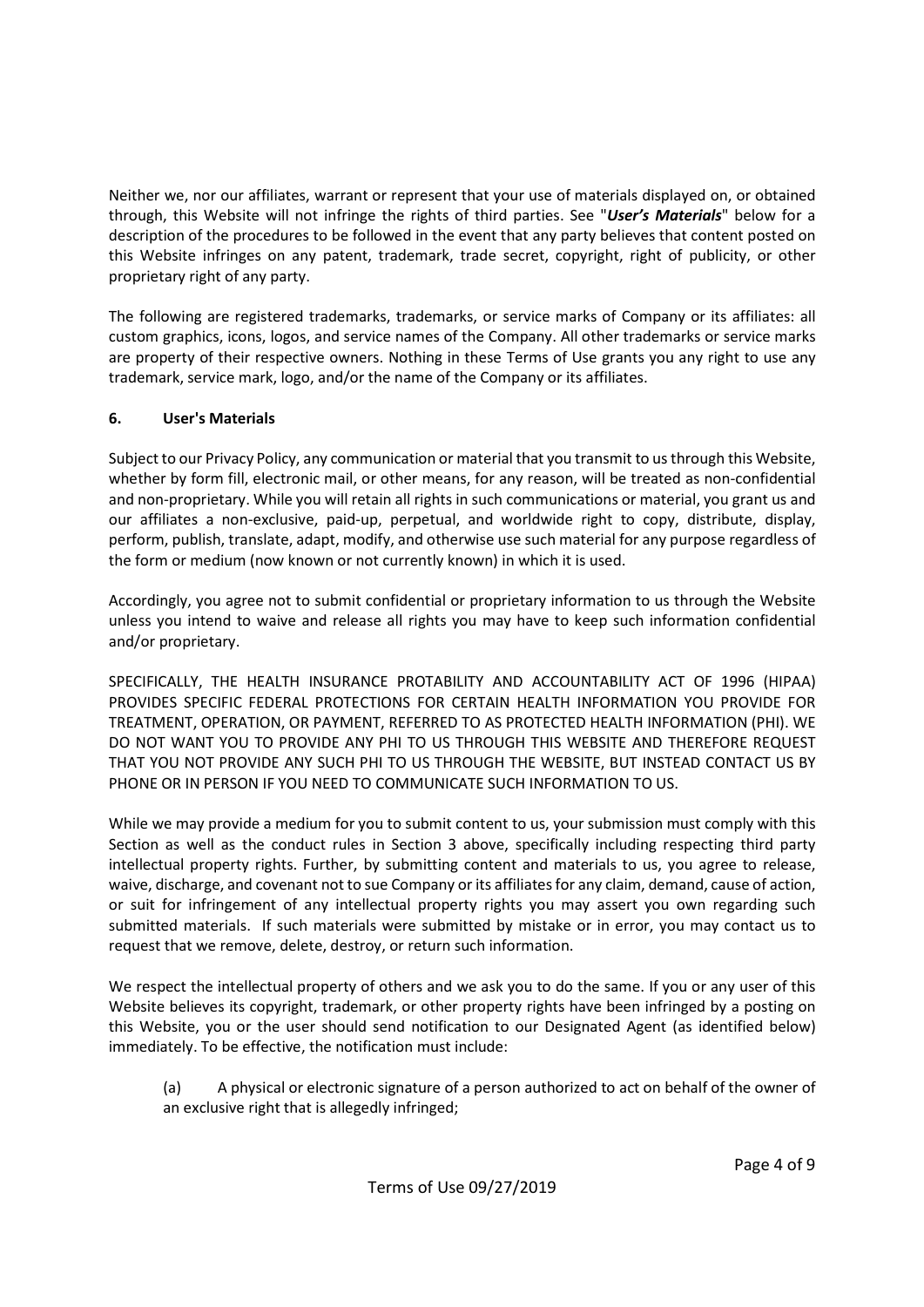Neither we, nor our affiliates, warrant or represent that your use of materials displayed on, or obtained through, this Website will not infringe the rights of third parties. See "***User's Materials***" below for a description of the procedures to be followed in the event that any party believes that content posted on this Website infringes on any patent, trademark, trade secret, copyright, right of publicity, or other proprietary right of any party.

The following are registered trademarks, trademarks, or service marks of Company or its affiliates: all custom graphics, icons, logos, and service names of the Company. All other trademarks or service marks are property of their respective owners. Nothing in these Terms of Use grants you any right to use any trademark, service mark, logo, and/or the name of the Company or its affiliates.

## 6. User's Materials

Subject to our Privacy Policy, any communication or material that you transmit to us through this Website, whether by form fill, electronic mail, or other means, for any reason, will be treated as non-confidential and non-proprietary. While you will retain all rights in such communications or material, you grant us and our affiliates a non-exclusive, paid-up, perpetual, and worldwide right to copy, distribute, display, perform, publish, translate, adapt, modify, and otherwise use such material for any purpose regardless of the form or medium (now known or not currently known) in which it is used.

Accordingly, you agree not to submit confidential or proprietary information to us through the Website unless you intend to waive and release all rights you may have to keep such information confidential and/or proprietary.

SPECIFICALLY, THE HEALTH INSURANCE PROTABILITY AND ACCOUNTABILITY ACT OF 1996 (HIPAA) PROVIDES SPECIFIC FEDERAL PROTECTIONS FOR CERTAIN HEALTH INFORMATION YOU PROVIDE FOR TREATMENT, OPERATION, OR PAYMENT, REFERRED TO AS PROTECTED HEALTH INFORMATION (PHI). WE DO NOT WANT YOU TO PROVIDE ANY PHI TO US THROUGH THIS WEBSITE AND THEREFORE REQUEST THAT YOU NOT PROVIDE ANY SUCH PHI TO US THROUGH THE WEBSITE, BUT INSTEAD CONTACT US BY PHONE OR IN PERSON IF YOU NEED TO COMMUNICATE SUCH INFORMATION TO US.

While we may provide a medium for you to submit content to us, your submission must comply with this Section as well as the conduct rules in Section 3 above, specifically including respecting third party intellectual property rights. Further, by submitting content and materials to us, you agree to release, waive, discharge, and covenant not to sue Company or its affiliates for any claim, demand, cause of action, or suit for infringement of any intellectual property rights you may assert you own regarding such submitted materials. If such materials were submitted by mistake or in error, you may contact us to request that we remove, delete, destroy, or return such information.

We respect the intellectual property of others and we ask you to do the same. If you or any user of this Website believes its copyright, trademark, or other property rights have been infringed by a posting on this Website, you or the user should send notification to our Designated Agent (as identified below) immediately. To be effective, the notification must include:

(a) A physical or electronic signature of a person authorized to act on behalf of the owner of an exclusive right that is allegedly infringed;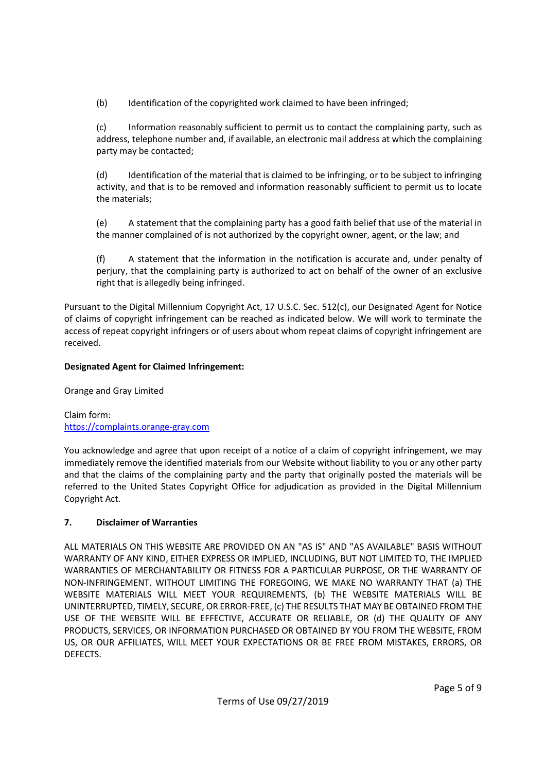(b) Identification of the copyrighted work claimed to have been infringed;

(c) Information reasonably sufficient to permit us to contact the complaining party, such as address, telephone number and, if available, an electronic mail address at which the complaining party may be contacted;

(d) Identification of the material that is claimed to be infringing, or to be subject to infringing activity, and that is to be removed and information reasonably sufficient to permit us to locate the materials;

(e) A statement that the complaining party has a good faith belief that use of the material in the manner complained of is not authorized by the copyright owner, agent, or the law; and

(f) A statement that the information in the notification is accurate and, under penalty of perjury, that the complaining party is authorized to act on behalf of the owner of an exclusive right that is allegedly being infringed.

Pursuant to the Digital Millennium Copyright Act, 17 U.S.C. Sec. 512(c), our Designated Agent for Notice of claims of copyright infringement can be reached as indicated below. We will work to terminate the access of repeat copyright infringers or of users about whom repeat claims of copyright infringement are received.

**Designated Agent for Claimed Infringement:**

Orange and Gray Limited

Claim form:
[https://complaints.orange-gray.com](https://complaints.orange-gray.com)

You acknowledge and agree that upon receipt of a notice of a claim of copyright infringement, we may immediately remove the identified materials from our Website without liability to you or any other party and that the claims of the complaining party and the party that originally posted the materials will be referred to the United States Copyright Office for adjudication as provided in the Digital Millennium Copyright Act.

**7. Disclaimer of Warranties**

ALL MATERIALS ON THIS WEBSITE ARE PROVIDED ON AN "AS IS" AND "AS AVAILABLE" BASIS WITHOUT WARRANTY OF ANY KIND, EITHER EXPRESS OR IMPLIED, INCLUDING, BUT NOT LIMITED TO, THE IMPLIED WARRANTIES OF MERCHANTABILITY OR FITNESS FOR A PARTICULAR PURPOSE, OR THE WARRANTY OF NON-INFRINGEMENT. WITHOUT LIMITING THE FOREGOING, WE MAKE NO WARRANTY THAT (a) THE WEBSITE MATERIALS WILL MEET YOUR REQUIREMENTS, (b) THE WEBSITE MATERIALS WILL BE UNINTERRUPTED, TIMELY, SECURE, OR ERROR-FREE, (c) THE RESULTS THAT MAY BE OBTAINED FROM THE USE OF THE WEBSITE WILL BE EFFECTIVE, ACCURATE OR RELIABLE, OR (d) THE QUALITY OF ANY PRODUCTS, SERVICES, OR INFORMATION PURCHASED OR OBTAINED BY YOU FROM THE WEBSITE, FROM US, OR OUR AFFILIATES, WILL MEET YOUR EXPECTATIONS OR BE FREE FROM MISTAKES, ERRORS, OR DEFECTS.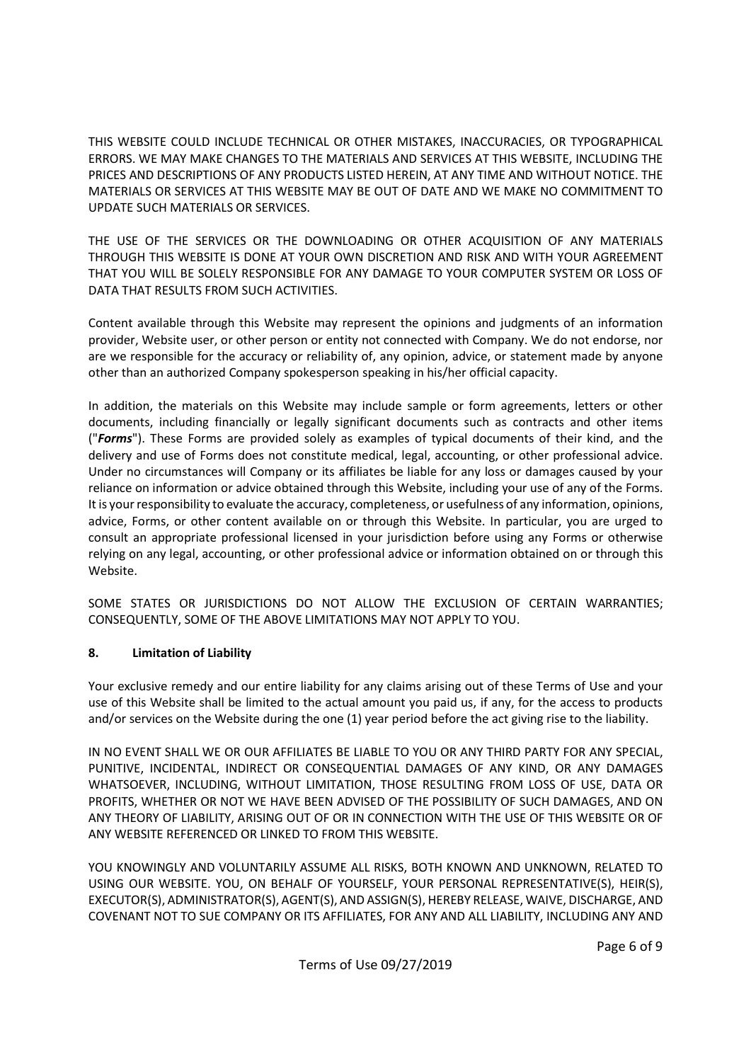THIS WEBSITE COULD INCLUDE TECHNICAL OR OTHER MISTAKES, INACCURACIES, OR TYPOGRAPHICAL ERRORS. WE MAY MAKE CHANGES TO THE MATERIALS AND SERVICES AT THIS WEBSITE, INCLUDING THE PRICES AND DESCRIPTIONS OF ANY PRODUCTS LISTED HEREIN, AT ANY TIME AND WITHOUT NOTICE. THE MATERIALS OR SERVICES AT THIS WEBSITE MAY BE OUT OF DATE AND WE MAKE NO COMMITMENT TO UPDATE SUCH MATERIALS OR SERVICES.

THE USE OF THE SERVICES OR THE DOWNLOADING OR OTHER ACQUISITION OF ANY MATERIALS THROUGH THIS WEBSITE IS DONE AT YOUR OWN DISCRETION AND RISK AND WITH YOUR AGREEMENT THAT YOU WILL BE SOLELY RESPONSIBLE FOR ANY DAMAGE TO YOUR COMPUTER SYSTEM OR LOSS OF DATA THAT RESULTS FROM SUCH ACTIVITIES.

Content available through this Website may represent the opinions and judgments of an information provider, Website user, or other person or entity not connected with Company. We do not endorse, nor are we responsible for the accuracy or reliability of, any opinion, advice, or statement made by anyone other than an authorized Company spokesperson speaking in his/her official capacity.

In addition, the materials on this Website may include sample or form agreements, letters or other documents, including financially or legally significant documents such as contracts and other items ("***Forms***"). These Forms are provided solely as examples of typical documents of their kind, and the delivery and use of Forms does not constitute medical, legal, accounting, or other professional advice. Under no circumstances will Company or its affiliates be liable for any loss or damages caused by your reliance on information or advice obtained through this Website, including your use of any of the Forms. It is your responsibility to evaluate the accuracy, completeness, or usefulness of any information, opinions, advice, Forms, or other content available on or through this Website. In particular, you are urged to consult an appropriate professional licensed in your jurisdiction before using any Forms or otherwise relying on any legal, accounting, or other professional advice or information obtained on or through this Website.

SOME STATES OR JURISDICTIONS DO NOT ALLOW THE EXCLUSION OF CERTAIN WARRANTIES; CONSEQUENTLY, SOME OF THE ABOVE LIMITATIONS MAY NOT APPLY TO YOU.

## 8. Limitation of Liability

Your exclusive remedy and our entire liability for any claims arising out of these Terms of Use and your use of this Website shall be limited to the actual amount you paid us, if any, for the access to products and/or services on the Website during the one (1) year period before the act giving rise to the liability.

IN NO EVENT SHALL WE OR OUR AFFILIATES BE LIABLE TO YOU OR ANY THIRD PARTY FOR ANY SPECIAL, PUNITIVE, INCIDENTAL, INDIRECT OR CONSEQUENTIAL DAMAGES OF ANY KIND, OR ANY DAMAGES WHATSOEVER, INCLUDING, WITHOUT LIMITATION, THOSE RESULTING FROM LOSS OF USE, DATA OR PROFITS, WHETHER OR NOT WE HAVE BEEN ADVISED OF THE POSSIBILITY OF SUCH DAMAGES, AND ON ANY THEORY OF LIABILITY, ARISING OUT OF OR IN CONNECTION WITH THE USE OF THIS WEBSITE OR OF ANY WEBSITE REFERENCED OR LINKED TO FROM THIS WEBSITE.

YOU KNOWINGLY AND VOLUNTARILY ASSUME ALL RISKS, BOTH KNOWN AND UNKNOWN, RELATED TO USING OUR WEBSITE. YOU, ON BEHALF OF YOURSELF, YOUR PERSONAL REPRESENTATIVE(S), HEIR(S), EXECUTOR(S), ADMINISTRATOR(S), AGENT(S), AND ASSIGN(S), HEREBY RELEASE, WAIVE, DISCHARGE, AND COVENANT NOT TO SUE COMPANY OR ITS AFFILIATES, FOR ANY AND ALL LIABILITY, INCLUDING ANY AND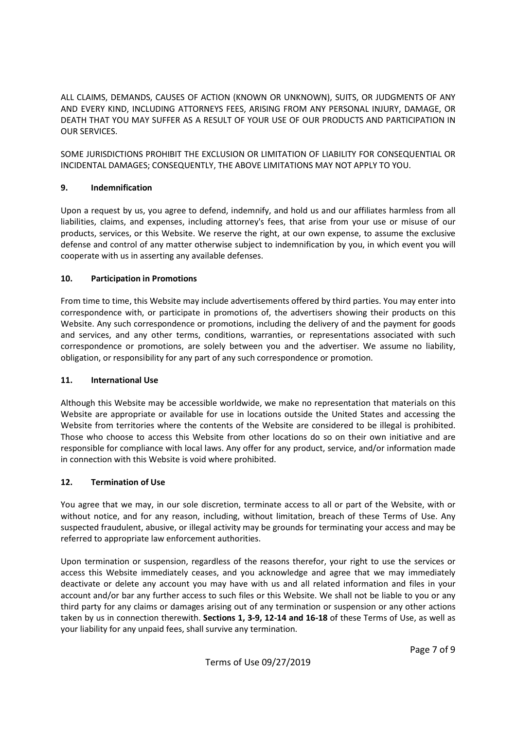ALL CLAIMS, DEMANDS, CAUSES OF ACTION (KNOWN OR UNKNOWN), SUITS, OR JUDGMENTS OF ANY AND EVERY KIND, INCLUDING ATTORNEYS FEES, ARISING FROM ANY PERSONAL INJURY, DAMAGE, OR DEATH THAT YOU MAY SUFFER AS A RESULT OF YOUR USE OF OUR PRODUCTS AND PARTICIPATION IN OUR SERVICES.

SOME JURISDICTIONS PROHIBIT THE EXCLUSION OR LIMITATION OF LIABILITY FOR CONSEQUENTIAL OR INCIDENTAL DAMAGES; CONSEQUENTLY, THE ABOVE LIMITATIONS MAY NOT APPLY TO YOU.

### 9. Indemnification

Upon a request by us, you agree to defend, indemnify, and hold us and our affiliates harmless from all liabilities, claims, and expenses, including attorney's fees, that arise from your use or misuse of our products, services, or this Website. We reserve the right, at our own expense, to assume the exclusive defense and control of any matter otherwise subject to indemnification by you, in which event you will cooperate with us in asserting any available defenses.

### 10. Participation in Promotions

From time to time, this Website may include advertisements offered by third parties. You may enter into correspondence with, or participate in promotions of, the advertisers showing their products on this Website. Any such correspondence or promotions, including the delivery of and the payment for goods and services, and any other terms, conditions, warranties, or representations associated with such correspondence or promotions, are solely between you and the advertiser. We assume no liability, obligation, or responsibility for any part of any such correspondence or promotion.

### 11. International Use

Although this Website may be accessible worldwide, we make no representation that materials on this Website are appropriate or available for use in locations outside the United States and accessing the Website from territories where the contents of the Website are considered to be illegal is prohibited. Those who choose to access this Website from other locations do so on their own initiative and are responsible for compliance with local laws. Any offer for any product, service, and/or information made in connection with this Website is void where prohibited.

### 12. Termination of Use

You agree that we may, in our sole discretion, terminate access to all or part of the Website, with or without notice, and for any reason, including, without limitation, breach of these Terms of Use. Any suspected fraudulent, abusive, or illegal activity may be grounds for terminating your access and may be referred to appropriate law enforcement authorities.

Upon termination or suspension, regardless of the reasons therefor, your right to use the services or access this Website immediately ceases, and you acknowledge and agree that we may immediately deactivate or delete any account you may have with us and all related information and files in your account and/or bar any further access to such files or this Website. We shall not be liable to you or any third party for any claims or damages arising out of any termination or suspension or any other actions taken by us in connection therewith. **Sections 1, 3-9, 12-14 and 16-18** of these Terms of Use, as well as your liability for any unpaid fees, shall survive any termination.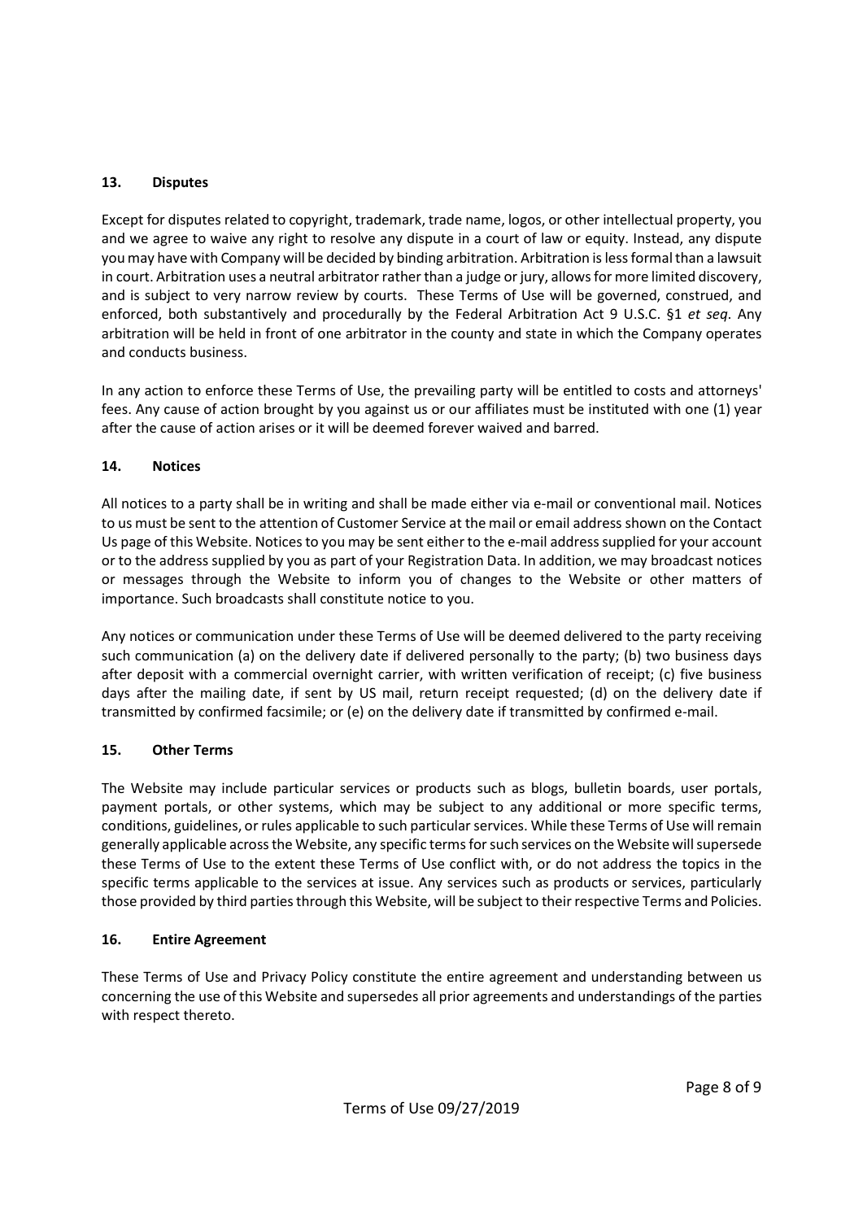## 13. Disputes

Except for disputes related to copyright, trademark, trade name, logos, or other intellectual property, you and we agree to waive any right to resolve any dispute in a court of law or equity. Instead, any dispute you may have with Company will be decided by binding arbitration. Arbitration is less formal than a lawsuit in court. Arbitration uses a neutral arbitrator rather than a judge or jury, allows for more limited discovery, and is subject to very narrow review by courts. These Terms of Use will be governed, construed, and enforced, both substantively and procedurally by the Federal Arbitration Act 9 U.S.C. §1 *et seq*. Any arbitration will be held in front of one arbitrator in the county and state in which the Company operates and conducts business.

In any action to enforce these Terms of Use, the prevailing party will be entitled to costs and attorneys' fees. Any cause of action brought by you against us or our affiliates must be instituted with one (1) year after the cause of action arises or it will be deemed forever waived and barred.

## 14. Notices

All notices to a party shall be in writing and shall be made either via e-mail or conventional mail. Notices to us must be sent to the attention of Customer Service at the mail or email address shown on the Contact Us page of this Website. Notices to you may be sent either to the e-mail address supplied for your account or to the address supplied by you as part of your Registration Data. In addition, we may broadcast notices or messages through the Website to inform you of changes to the Website or other matters of importance. Such broadcasts shall constitute notice to you.

Any notices or communication under these Terms of Use will be deemed delivered to the party receiving such communication (a) on the delivery date if delivered personally to the party; (b) two business days after deposit with a commercial overnight carrier, with written verification of receipt; (c) five business days after the mailing date, if sent by US mail, return receipt requested; (d) on the delivery date if transmitted by confirmed facsimile; or (e) on the delivery date if transmitted by confirmed e-mail.

## 15. Other Terms

The Website may include particular services or products such as blogs, bulletin boards, user portals, payment portals, or other systems, which may be subject to any additional or more specific terms, conditions, guidelines, or rules applicable to such particular services. While these Terms of Use will remain generally applicable across the Website, any specific terms for such services on the Website will supersede these Terms of Use to the extent these Terms of Use conflict with, or do not address the topics in the specific terms applicable to the services at issue. Any services such as products or services, particularly those provided by third parties through this Website, will be subject to their respective Terms and Policies.

## 16. Entire Agreement

These Terms of Use and Privacy Policy constitute the entire agreement and understanding between us concerning the use of this Website and supersedes all prior agreements and understandings of the parties with respect thereto.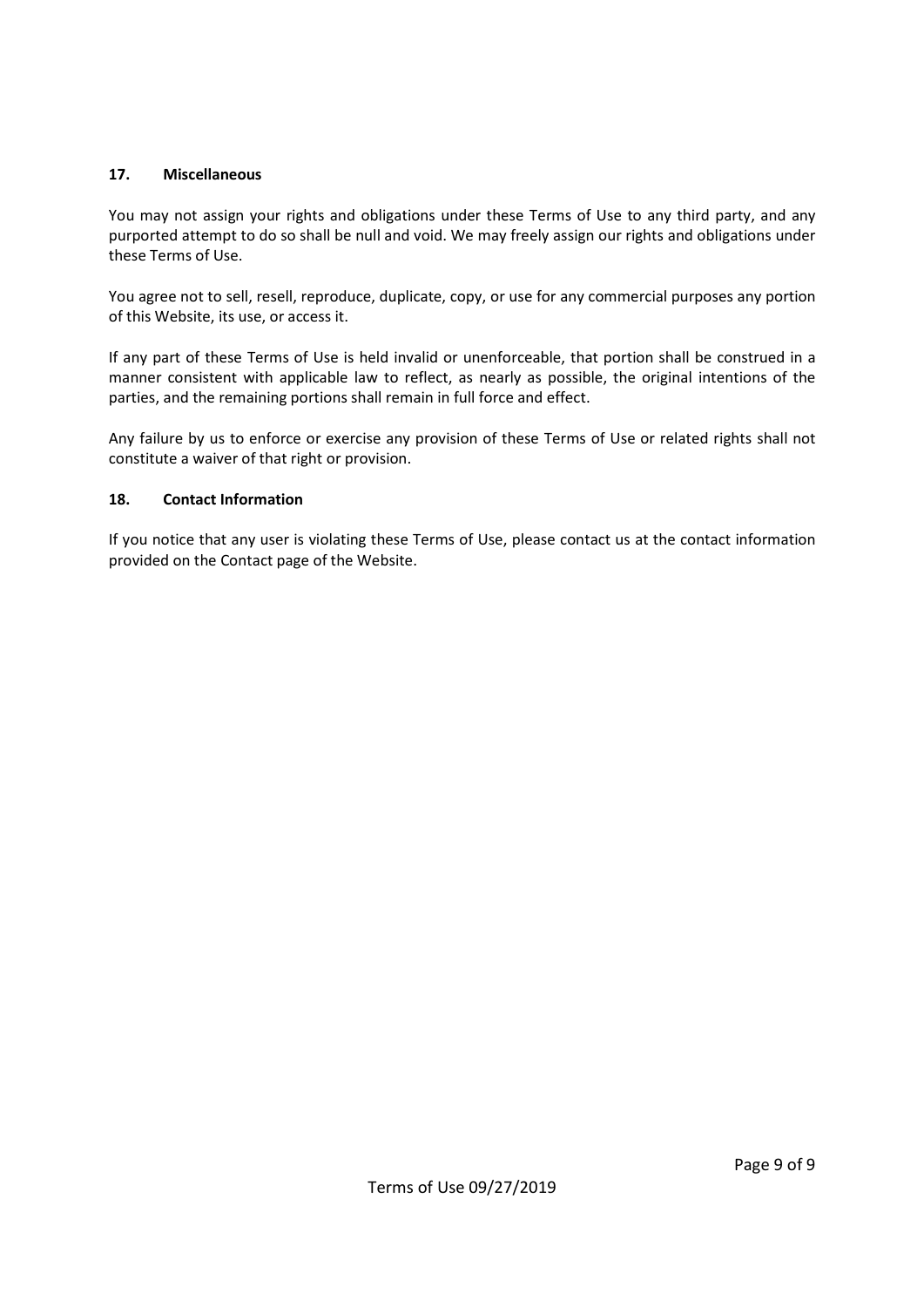## 17. Miscellaneous

You may not assign your rights and obligations under these Terms of Use to any third party, and any purported attempt to do so shall be null and void. We may freely assign our rights and obligations under these Terms of Use.

You agree not to sell, resell, reproduce, duplicate, copy, or use for any commercial purposes any portion of this Website, its use, or access it.

If any part of these Terms of Use is held invalid or unenforceable, that portion shall be construed in a manner consistent with applicable law to reflect, as nearly as possible, the original intentions of the parties, and the remaining portions shall remain in full force and effect.

Any failure by us to enforce or exercise any provision of these Terms of Use or related rights shall not constitute a waiver of that right or provision.

## 18. Contact Information

If you notice that any user is violating these Terms of Use, please contact us at the contact information provided on the Contact page of the Website.